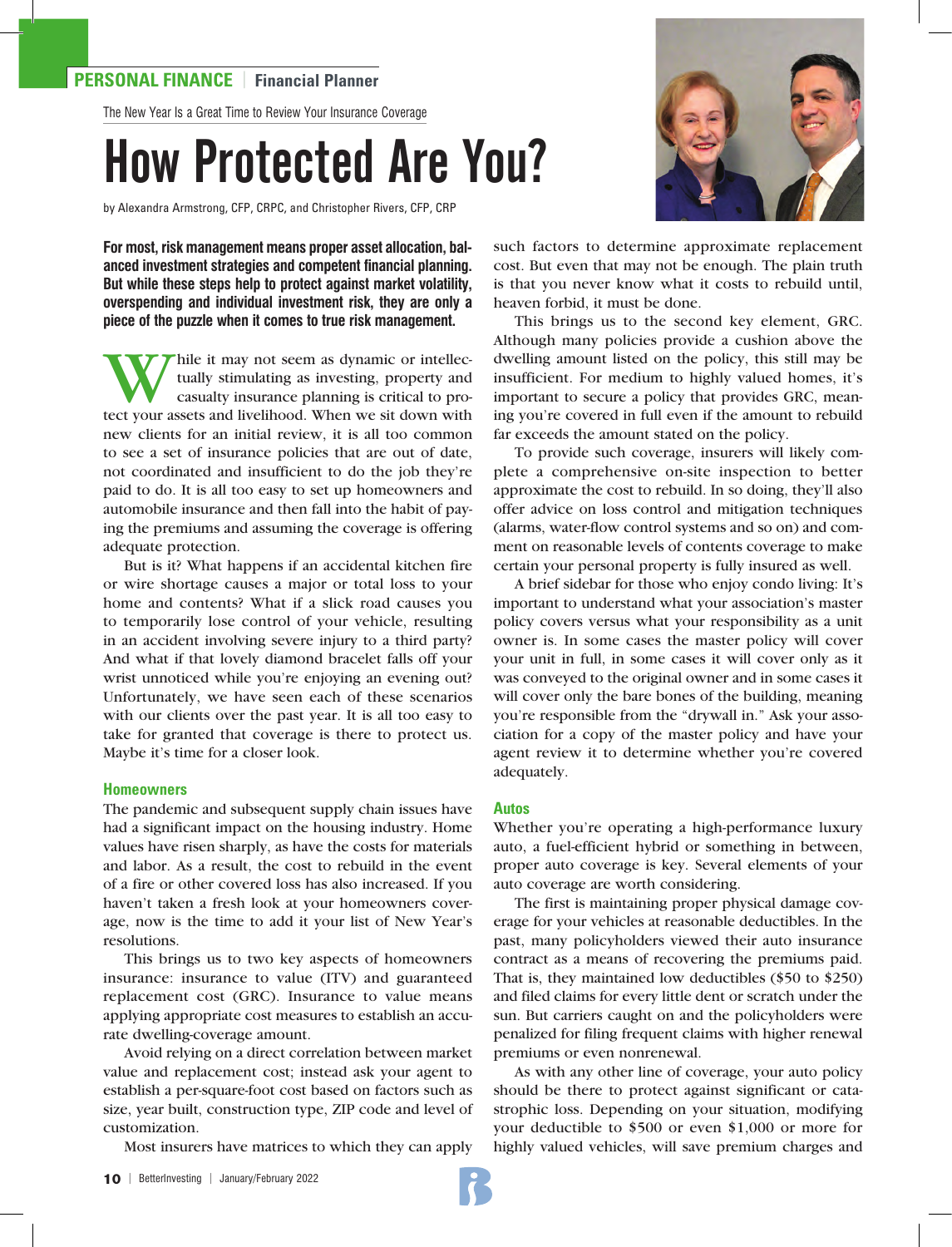PERSONAL FINANCE | Financial Planner

The New Year Is a Great Time to Review Your Insurance Coverage

# How Protected Are You?

by Alexandra Armstrong, CFP, CRPC, and Christopher Rivers, CFP, CRP

**For most, risk management means proper asset allocation, balanced investment strategies and competent financial planning. But while these steps help to protect against market volatility, overspending and individual investment risk, they are only a piece of the puzzle when it comes to true risk management.**

While it may not seem as dynamic or intellectually stimulating as investing, property and casualty insurance planning is critical to protect your assets and livelihood. When we sit down with new clients for an initial review, it is all too common to see a set of insurance policies that are out of date, not coordinated and insufficient to do the job they're paid to do. It is all too easy to set up homeowners and automobile insurance and then fall into the habit of paying the premiums and assuming the coverage is offering adequate protection.

But is it? What happens if an accidental kitchen fire or wire shortage causes a major or total loss to your home and contents? What if a slick road causes you to temporarily lose control of your vehicle, resulting in an accident involving severe injury to a third party? And what if that lovely diamond bracelet falls off your wrist unnoticed while you're enjoying an evening out? Unfortunately, we have seen each of these scenarios with our clients over the past year. It is all too easy to take for granted that coverage is there to protect us. Maybe it's time for a closer look.

### Homeowners

The pandemic and subsequent supply chain issues have had a significant impact on the housing industry. Home values have risen sharply, as have the costs for materials and labor. As a result, the cost to rebuild in the event of a fire or other covered loss has also increased. If you haven't taken a fresh look at your homeowners coverage, now is the time to add it your list of New Year's resolutions.

This brings us to two key aspects of homeowners insurance: insurance to value (ITV) and guaranteed replacement cost (GRC). Insurance to value means applying appropriate cost measures to establish an accurate dwelling-coverage amount.

Avoid relying on a direct correlation between market value and replacement cost; instead ask your agent to establish a per-square-foot cost based on factors such as size, year built, construction type, ZIP code and level of customization.

Most insurers have matrices to which they can apply such factors to determine approximate replacement cost. But even that may not be enough. The plain truth is that you never know what it costs to rebuild until, heaven forbid, it must be done.

This brings us to the second key element, GRC. Although many policies provide a cushion above the dwelling amount listed on the policy, this still may be insufficient. For medium to highly valued homes, it's important to secure a policy that provides GRC, meaning you're covered in full even if the amount to rebuild far exceeds the amount stated on the policy.

To provide such coverage, insurers will likely complete a comprehensive on-site inspection to better approximate the cost to rebuild. In so doing, they'll also offer advice on loss control and mitigation techniques (alarms, water-flow control systems and so on) and comment on reasonable levels of contents coverage to make certain your personal property is fully insured as well.

A brief sidebar for those who enjoy condo living: It's important to understand what your association's master policy covers versus what your responsibility as a unit owner is. In some cases the master policy will cover your unit in full, in some cases it will cover only as it was conveyed to the original owner and in some cases it will cover only the bare bones of the building, meaning you're responsible from the "drywall in." Ask your association for a copy of the master policy and have your agent review it to determine whether you're covered adequately.

### Autos

Whether you're operating a high-performance luxury auto, a fuel-efficient hybrid or something in between, proper auto coverage is key. Several elements of your auto coverage are worth considering.

The first is maintaining proper physical damage coverage for your vehicles at reasonable deductibles. In the past, many policyholders viewed their auto insurance contract as a means of recovering the premiums paid. That is, they maintained low deductibles ($50 to $250) and filed claims for every little dent or scratch under the sun. But carriers caught on and the policyholders were penalized for filing frequent claims with higher renewal premiums or even nonrenewal.

As with any other line of coverage, your auto policy should be there to protect against significant or catastrophic loss. Depending on your situation, modifying your deductible to $500 or even $1,000 or more for highly valued vehicles, will save premium charges and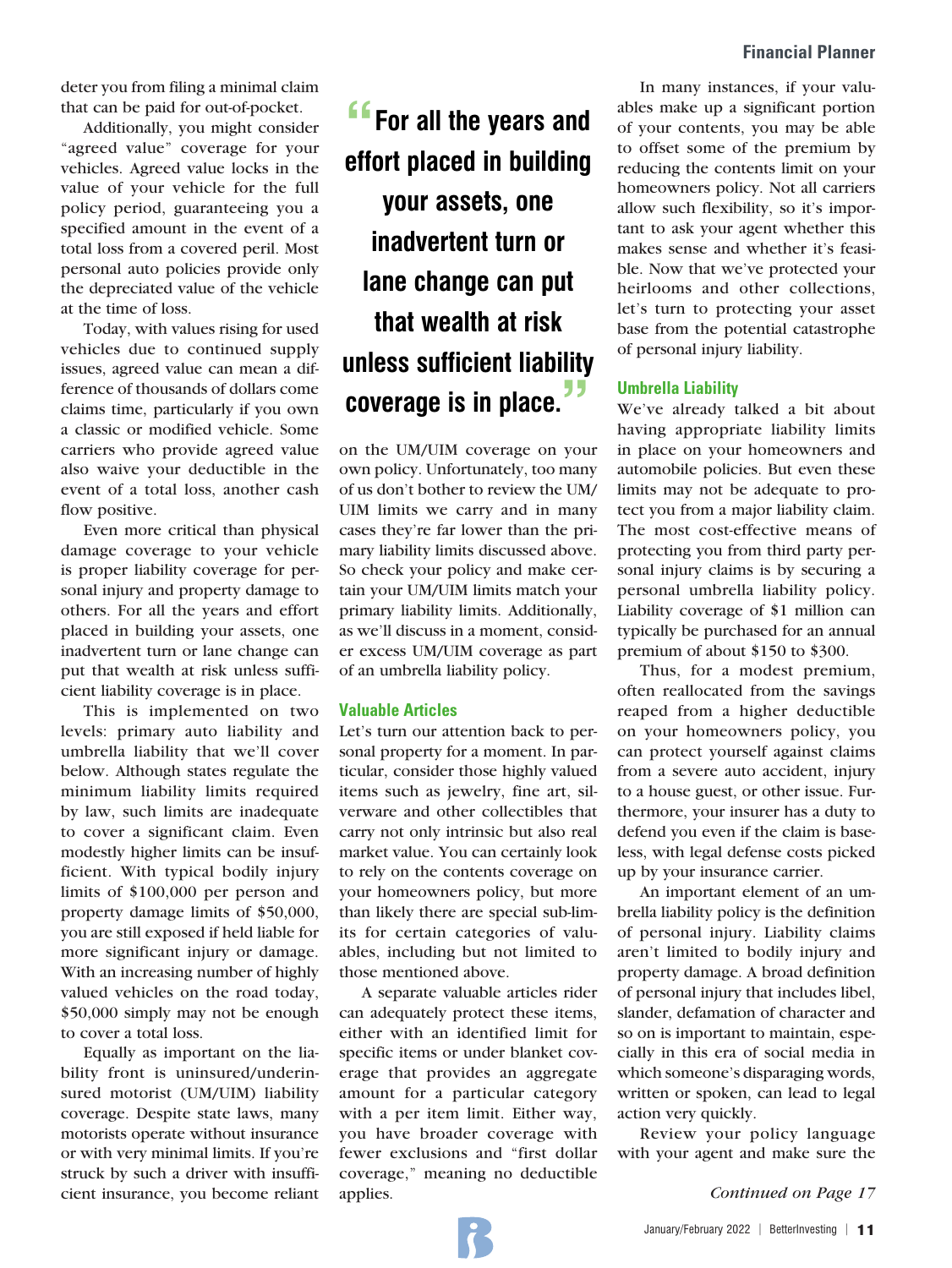deter you from filing a minimal claim that can be paid for out-of-pocket.

Additionally, you might consider "agreed value" coverage for your vehicles. Agreed value locks in the value of your vehicle for the full policy period, guaranteeing you a specified amount in the event of a total loss from a covered peril. Most personal auto policies provide only the depreciated value of the vehicle at the time of loss.

Today, with values rising for used vehicles due to continued supply issues, agreed value can mean a difference of thousands of dollars come claims time, particularly if you own a classic or modified vehicle. Some carriers who provide agreed value also waive your deductible in the event of a total loss, another cash flow positive.

Even more critical than physical damage coverage to your vehicle is proper liability coverage for personal injury and property damage to others. For all the years and effort placed in building your assets, one inadvertent turn or lane change can put that wealth at risk unless sufficient liability coverage is in place.

This is implemented on two levels: primary auto liability and umbrella liability that we'll cover below. Although states regulate the minimum liability limits required by law, such limits are inadequate to cover a significant claim. Even modestly higher limits can be insufficient. With typical bodily injury limits of $100,000 per person and property damage limits of $50,000, you are still exposed if held liable for more significant injury or damage. With an increasing number of highly valued vehicles on the road today, $50,000 simply may not be enough to cover a total loss.

Equally as important on the liability front is uninsured/underinsured motorist (UM/UIM) liability coverage. Despite state laws, many motorists operate without insurance or with very minimal limits. If you're struck by such a driver with insufficient insurance, you become reliant on the UM/UIM coverage on your own policy. Unfortunately, too many of us don't bother to review the UM/UIM limits we carry and in many cases they're far lower than the primary liability limits discussed above. So check your policy and make certain your UM/UIM limits match your primary liability limits. Additionally, as we'll discuss in a moment, consider excess UM/UIM coverage as part of an umbrella liability policy.

> "For all the years and effort placed in building your assets, one inadvertent turn or lane change can put that wealth at risk unless sufficient liability coverage is in place."

## Valuable Articles

Let's turn our attention back to personal property for a moment. In particular, consider those highly valued items such as jewelry, fine art, silverware and other collectibles that carry not only intrinsic but also real market value. You can certainly look to rely on the contents coverage on your homeowners policy, but more than likely there are special sub-limits for certain categories of valuables, including but not limited to those mentioned above.

A separate valuable articles rider can adequately protect these items, either with an identified limit for specific items or under blanket coverage that provides an aggregate amount for a particular category with a per item limit. Either way, you have broader coverage with fewer exclusions and "first dollar coverage," meaning no deductible applies.

In many instances, if your valuables make up a significant portion of your contents, you may be able to offset some of the premium by reducing the contents limit on your homeowners policy. Not all carriers allow such flexibility, so it's important to ask your agent whether this makes sense and whether it's feasible. Now that we've protected your heirlooms and other collections, let's turn to protecting your asset base from the potential catastrophe of personal injury liability.

## Umbrella Liability

We've already talked a bit about having appropriate liability limits in place on your homeowners and automobile policies. But even these limits may not be adequate to protect you from a major liability claim. The most cost-effective means of protecting you from third party personal injury claims is by securing a personal umbrella liability policy. Liability coverage of $1 million can typically be purchased for an annual premium of about $150 to $300.

Thus, for a modest premium, often reallocated from the savings reaped from a higher deductible on your homeowners policy, you can protect yourself against claims from a severe auto accident, injury to a house guest, or other issue. Furthermore, your insurer has a duty to defend you even if the claim is baseless, with legal defense costs picked up by your insurance carrier.

An important element of an umbrella liability policy is the definition of personal injury. Liability claims aren't limited to bodily injury and property damage. A broad definition of personal injury that includes libel, slander, defamation of character and so on is important to maintain, especially in this era of social media in which someone's disparaging words, written or spoken, can lead to legal action very quickly.

Review your policy language with your agent and make sure the

*Continued on Page 17*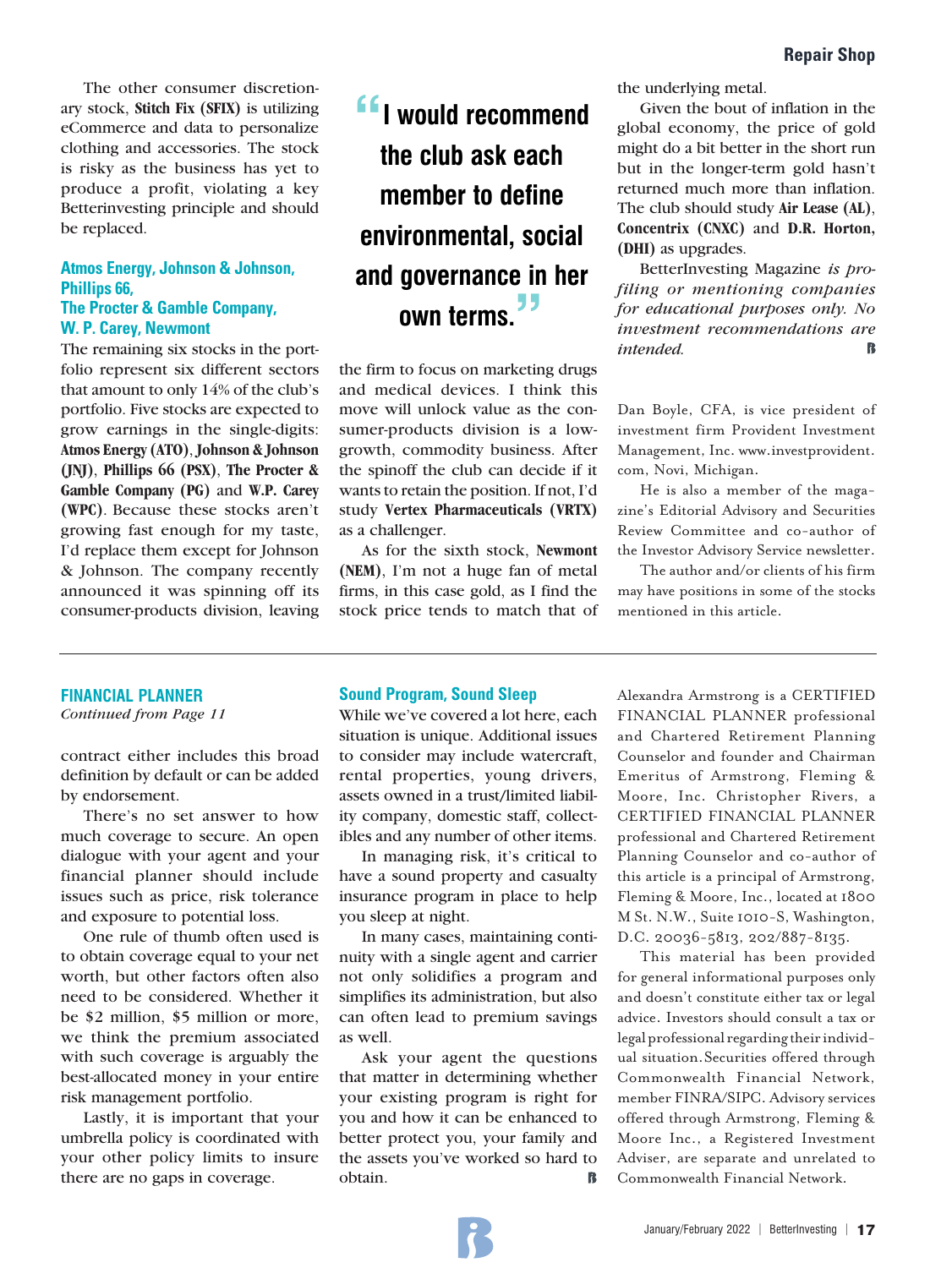The other consumer discretionary stock, **Stitch Fix (SFIX)** is utilizing eCommerce and data to personalize clothing and accessories. The stock is risky as the business has yet to produce a profit, violating a key Betterinvesting principle and should be replaced.

### Atmos Energy, Johnson & Johnson, Phillips 66, The Procter & Gamble Company, W. P. Carey, Newmont

The remaining six stocks in the portfolio represent six different sectors that amount to only 14% of the club's portfolio. Five stocks are expected to grow earnings in the single-digits: **Atmos Energy (ATO)**, **Johnson & Johnson (JNJ)**, **Phillips 66 (PSX)**, **The Procter & Gamble Company (PG)** and **W.P. Carey (WPC)**. Because these stocks aren't growing fast enough for my taste, I'd replace them except for Johnson & Johnson. The company recently announced it was spinning off its consumer-products division, leaving the firm to focus on marketing drugs and medical devices. I think this move will unlock value as the consumer-products division is a low-growth, commodity business. After the spinoff the club can decide if it wants to retain the position. If not, I'd study **Vertex Pharmaceuticals (VRTX)** as a challenger.

> "I would recommend the club ask each member to define environmental, social and governance in her own terms."

As for the sixth stock, **Newmont (NEM)**, I'm not a huge fan of metal firms, in this case gold, as I find the stock price tends to match that of the underlying metal.

Given the bout of inflation in the global economy, the price of gold might do a bit better in the short run but in the longer-term gold hasn't returned much more than inflation. The club should study **Air Lease (AL)**, **Concentrix (CNXC)** and **D.R. Horton, (DHI)** as upgrades.

BetterInvesting Magazine *is profiling or mentioning companies for educational purposes only. No investment recommendations are intended.*

Dan Boyle, CFA, is vice president of investment firm Provident Investment Management, Inc. www.investprovident.com, Novi, Michigan.

He is also a member of the magazine's Editorial Advisory and Securities Review Committee and co-author of the Investor Advisory Service newsletter.

The author and/or clients of his firm may have positions in some of the stocks mentioned in this article.

---

## FINANCIAL PLANNER

*Continued from Page 11*

contract either includes this broad definition by default or can be added by endorsement.

There's no set answer to how much coverage to secure. An open dialogue with your agent and your financial planner should include issues such as price, risk tolerance and exposure to potential loss.

One rule of thumb often used is to obtain coverage equal to your net worth, but other factors often also need to be considered. Whether it be $2 million, $5 million or more, we think the premium associated with such coverage is arguably the best-allocated money in your entire risk management portfolio.

Lastly, it is important that your umbrella policy is coordinated with your other policy limits to insure there are no gaps in coverage.

### Sound Program, Sound Sleep

While we've covered a lot here, each situation is unique. Additional issues to consider may include watercraft, rental properties, young drivers, assets owned in a trust/limited liability company, domestic staff, collectibles and any number of other items.

In managing risk, it's critical to have a sound property and casualty insurance program in place to help you sleep at night.

In many cases, maintaining continuity with a single agent and carrier not only solidifies a program and simplifies its administration, but also can often lead to premium savings as well.

Ask your agent the questions that matter in determining whether your existing program is right for you and how it can be enhanced to better protect you, your family and the assets you've worked so hard to obtain.

Alexandra Armstrong is a CERTIFIED FINANCIAL PLANNER professional and Chartered Retirement Planning Counselor and founder and Chairman Emeritus of Armstrong, Fleming & Moore, Inc. Christopher Rivers, a CERTIFIED FINANCIAL PLANNER professional and Chartered Retirement Planning Counselor and co-author of this article is a principal of Armstrong, Fleming & Moore, Inc., located at 1800 M St. N.W., Suite 1010-S, Washington, D.C. 20036-5813, 202/887-8135.

This material has been provided for general informational purposes only and doesn't constitute either tax or legal advice. Investors should consult a tax or legal professional regarding their individual situation. Securities offered through Commonwealth Financial Network, member FINRA/SIPC. Advisory services offered through Armstrong, Fleming & Moore Inc., a Registered Investment Adviser, are separate and unrelated to Commonwealth Financial Network.